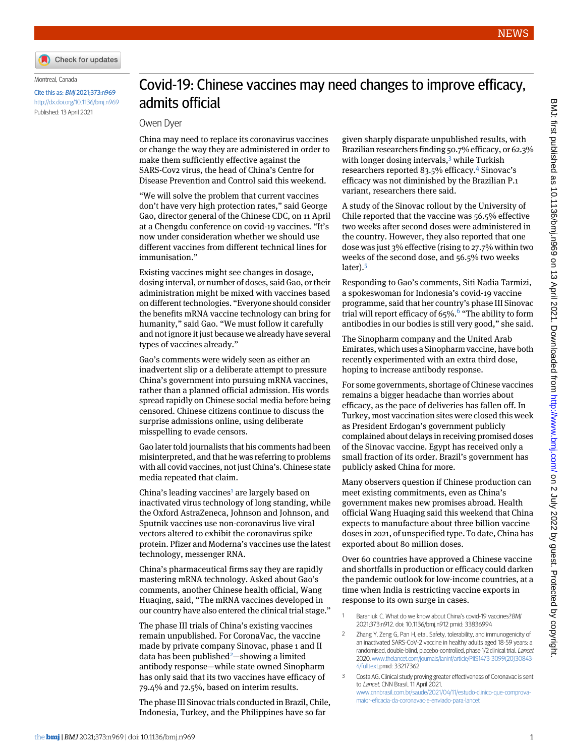NEWS

Montreal, Canada

Cite this as: *BMJ* 2021;373:n969

http://dx.doi.org/10.1136/bmj.n969

Published: 13 April 2021

# Covid-19: Chinese vaccines may need changes to improve efficacy, admits official

Owen Dyer

China may need to replace its coronavirus vaccines or change the way they are administered in order to make them sufficiently effective against the SARS-Cov2 virus, the head of China's Centre for Disease Prevention and Control said this weekend.

"We will solve the problem that current vaccines don't have very high protection rates," said George Gao, director general of the Chinese CDC, on 11 April at a Chengdu conference on covid-19 vaccines. "It's now under consideration whether we should use different vaccines from different technical lines for immunisation."

Existing vaccines might see changes in dosage, dosing interval, or number of doses, said Gao, or their administration might be mixed with vaccines based on different technologies. "Everyone should consider the benefits mRNA vaccine technology can bring for humanity," said Gao. "We must follow it carefully and not ignore it just because we already have several types of vaccines already."

Gao's comments were widely seen as either an inadvertent slip or a deliberate attempt to pressure China's government into pursuing mRNA vaccines, rather than a planned official admission. His words spread rapidly on Chinese social media before being censored. Chinese citizens continue to discuss the surprise admissions online, using deliberate misspelling to evade censors.

Gao later told journalists that his comments had been misinterpreted, and that he was referring to problems with all covid vaccines, not just China's. Chinese state media repeated that claim.

China's leading vaccines[1] are largely based on inactivated virus technology of long standing, while the Oxford AstraZeneca, Johnson and Johnson, and Sputnik vaccines use non-coronavirus live viral vectors altered to exhibit the coronavirus spike protein. Pfizer and Moderna's vaccines use the latest technology, messenger RNA.

China's pharmaceutical firms say they are rapidly mastering mRNA technology. Asked about Gao's comments, another Chinese health official, Wang Huaqing, said, "The mRNA vaccines developed in our country have also entered the clinical trial stage."

The phase III trials of China's existing vaccines remain unpublished. For CoronaVac, the vaccine made by private company Sinovac, phase 1 and II data has been published[2]—showing a limited antibody response—while state owned Sinopharm has only said that its two vaccines have efficacy of 79.4% and 72.5%, based on interim results.

The phase III Sinovac trials conducted in Brazil, Chile, Indonesia, Turkey, and the Philippines have so far given sharply disparate unpublished results, with Brazilian researchers finding 50.7% efficacy, or 62.3% with longer dosing intervals,[3] while Turkish researchers reported 83.5% efficacy.[4] Sinovac's efficacy was not diminished by the Brazilian P.1 variant, researchers there said.

A study of the Sinovac rollout by the University of Chile reported that the vaccine was 56.5% effective two weeks after second doses were administered in the country. However, they also reported that one dose was just 3% effective (rising to 27.7% within two weeks of the second dose, and 56.5% two weeks later).[5]

Responding to Gao's comments, Siti Nadia Tarmizi, a spokeswoman for Indonesia's covid-19 vaccine programme, said that her country's phase III Sinovac trial will report efficacy of 65%.[6] "The ability to form antibodies in our bodies is still very good," she said.

The Sinopharm company and the United Arab Emirates, which uses a Sinopharm vaccine, have both recently experimented with an extra third dose, hoping to increase antibody response.

For some governments, shortage of Chinese vaccines remains a bigger headache than worries about efficacy, as the pace of deliveries has fallen off. In Turkey, most vaccination sites were closed this week as President Erdogan's government publicly complained about delays in receiving promised doses of the Sinovac vaccine. Egypt has received only a small fraction of its order. Brazil's government has publicly asked China for more.

Many observers question if Chinese production can meet existing commitments, even as China's government makes new promises abroad. Health official Wang Huaqing said this weekend that China expects to manufacture about three billion vaccine doses in 2021, of unspecified type. To date, China has exported about 80 million doses.

Over 60 countries have approved a Chinese vaccine and shortfalls in production or efficacy could darken the pandemic outlook for low-income countries, at a time when India is restricting vaccine exports in response to its own surge in cases.

1. Baraniuk C. What do we know about China's covid-19 vaccines? *BMJ* 2021;373:n912. doi: 10.1136/bmj.n912 pmid: 33836994
2. Zhang Y, Zeng G, Pan H, etal. Safety, tolerability, and immunogenicity of an inactivated SARS-CoV-2 vaccine in healthy adults aged 18-59 years: a randomised, double-blind, placebo-controlled, phase 1/2 clinical trial. *Lancet* 2020. www.thelancet.com/journals/laninf/article/PIIS1473-3099(20)30843-4/fulltext. pmid: 33217362
3. Costa AG. Clinical study proving greater effectiveness of Coronavac is sent to *Lancet*. CNN Brasil. 11 April 2021. www.cnnbrasil.com.br/saude/2021/04/11/estudo-clinico-que-comprova-maior-eficacia-da-coronavac-e-enviado-para-lancet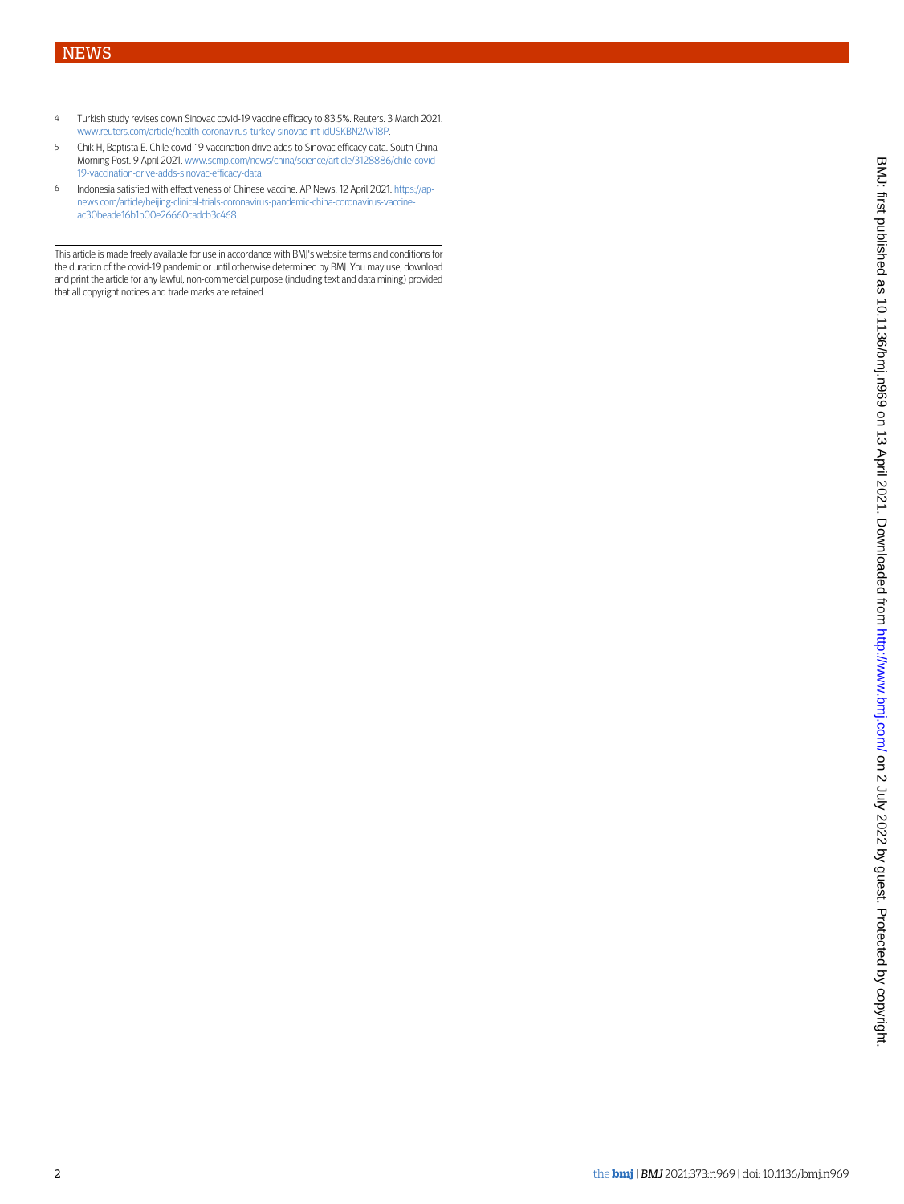4. Turkish study revises down Sinovac covid-19 vaccine efficacy to 83.5%. Reuters. 3 March 2021. www.reuters.com/article/health-coronavirus-turkey-sinovac-int-idUSKBN2AV18P.
5. Chik H, Baptista E. Chile covid-19 vaccination drive adds to Sinovac efficacy data. South China Morning Post. 9 April 2021. www.scmp.com/news/china/science/article/3128886/chile-covid-19-vaccination-drive-adds-sinovac-efficacy-data
6. Indonesia satisfied with effectiveness of Chinese vaccine. AP News. 12 April 2021. https://apnews.com/article/beijing-clinical-trials-coronavirus-pandemic-china-coronavirus-vaccine-ac30beade16b1b00e26660cadcb3c468.

---

This article is made freely available for use in accordance with BMJ's website terms and conditions for the duration of the covid-19 pandemic or until otherwise determined by BMJ. You may use, download and print the article for any lawful, non-commercial purpose (including text and data mining) provided that all copyright notices and trade marks are retained.